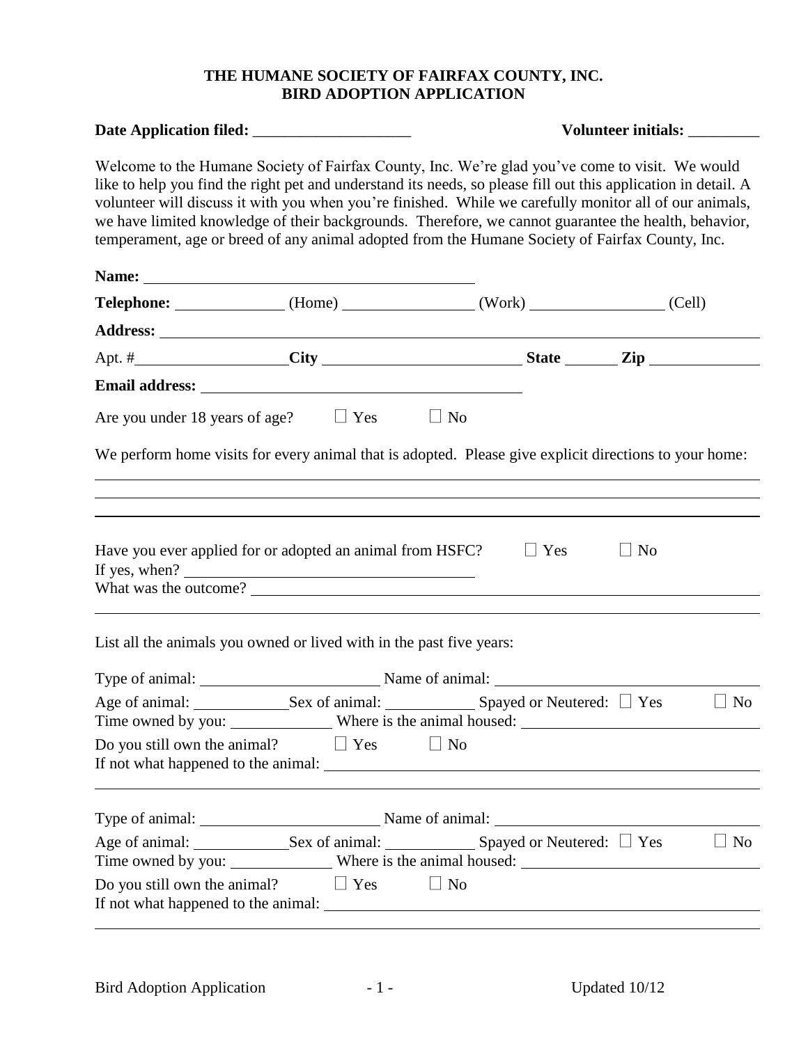**THE HUMANE SOCIETY OF FAIRFAX COUNTY, INC.**
**BIRD ADOPTION APPLICATION**

**Date Application filed:** ____________________ **Volunteer initials:** _________

Welcome to the Humane Society of Fairfax County, Inc. We're glad you've come to visit. We would like to help you find the right pet and understand its needs, so please fill out this application in detail. A volunteer will discuss it with you when you're finished. While we carefully monitor all of our animals, we have limited knowledge of their backgrounds. Therefore, we cannot guarantee the health, behavior, temperament, age or breed of any animal adopted from the Humane Society of Fairfax County, Inc.

**Name:** ____________________________________________

**Telephone:** ______________ (Home) ________________ (Work) _________________ (Cell)

**Address:** ____________________________________________

Apt. #____________________ **City** __________________________ **State** _______ **Zip** ______________

**Email address:** ____________________________________________

Are you under 18 years of age? ☐ Yes ☐ No

We perform home visits for every animal that is adopted. Please give explicit directions to your home:

____________________________________________

____________________________________________

____________________________________________

Have you ever applied for or adopted an animal from HSFC? ☐ Yes ☐ No

If yes, when? ______________________________________

What was the outcome? ____________________________________________

____________________________________________

List all the animals you owned or lived with in the past five years:

Type of animal: ________________________ Name of animal: ________________________________

Age of animal: _____________Sex of animal: ____________ Spayed or Neutered: ☐ Yes ☐ No

Time owned by you: ______________ Where is the animal housed: ____________________________

Do you still own the animal? ☐ Yes ☐ No

If not what happened to the animal: ____________________________________________

____________________________________________

Type of animal: ________________________ Name of animal: ________________________________

Age of animal: _____________Sex of animal: ____________ Spayed or Neutered: ☐ Yes ☐ No

Time owned by you: ______________ Where is the animal housed: ____________________________

Do you still own the animal? ☐ Yes ☐ No

If not what happened to the animal: ____________________________________________

____________________________________________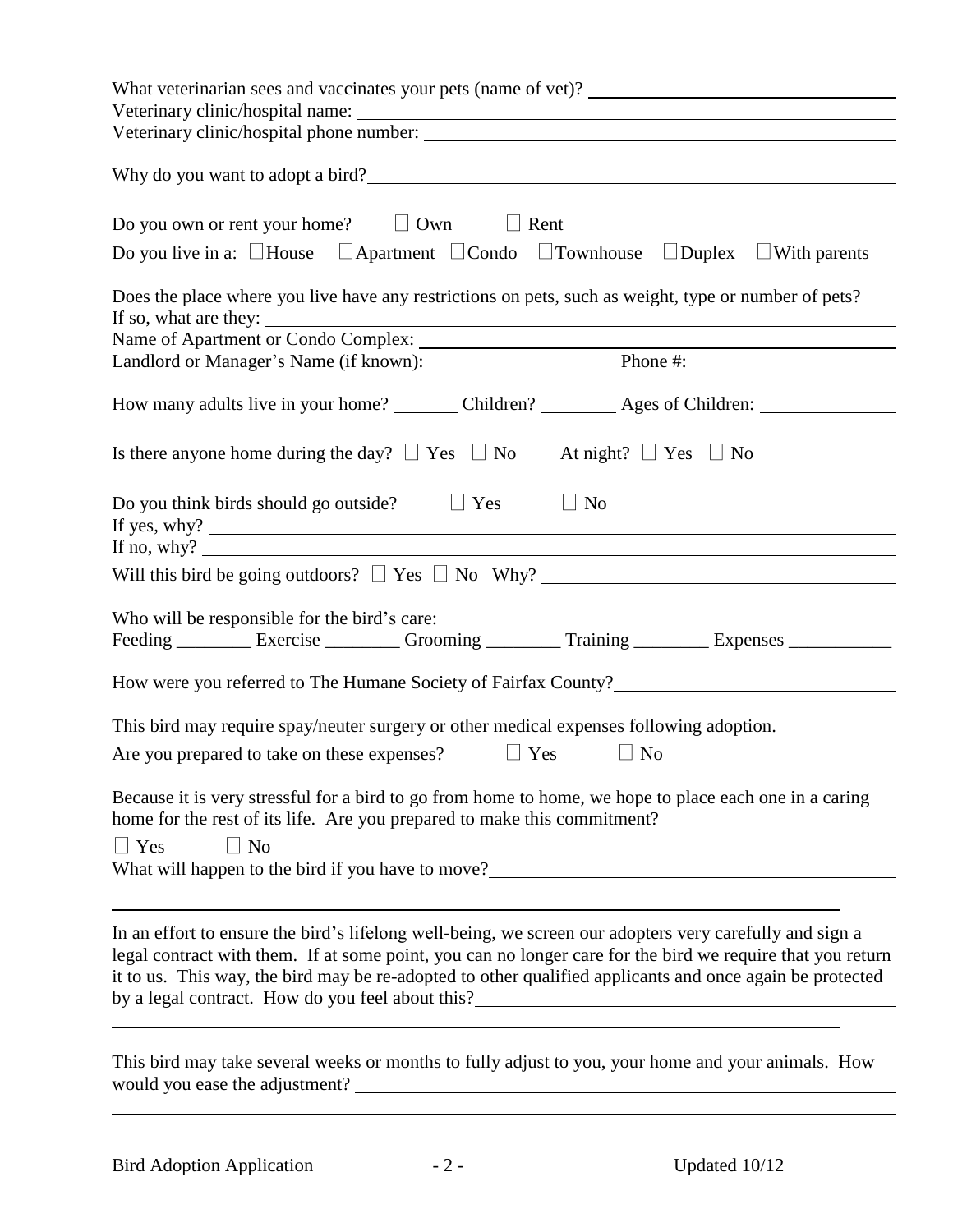What veterinarian sees and vaccinates your pets (name of vet)? ____________________

Veterinary clinic/hospital name: ____________________

Veterinary clinic/hospital phone number: ____________________

Why do you want to adopt a bird? ____________________

Do you own or rent your home? ☐ Own ☐ Rent

Do you live in a: ☐ House ☐ Apartment ☐ Condo ☐ Townhouse ☐ Duplex ☐ With parents

Does the place where you live have any restrictions on pets, such as weight, type or number of pets? If so, what are they: ____________________

Name of Apartment or Condo Complex: ____________________

Landlord or Manager's Name (if known): ____________________ Phone #: ____________________

How many adults live in your home? _______ Children? ________ Ages of Children: ____________

Is there anyone home during the day? ☐ Yes ☐ No At night? ☐ Yes ☐ No

Do you think birds should go outside? ☐ Yes ☐ No

If yes, why? ____________________

If no, why? ____________________

Will this bird be going outdoors? ☐ Yes ☐ No Why? ____________________

Who will be responsible for the bird's care:

Feeding ________ Exercise ________ Grooming ________ Training ________ Expenses ___________

How were you referred to The Humane Society of Fairfax County? ____________________

This bird may require spay/neuter surgery or other medical expenses following adoption.

Are you prepared to take on these expenses? ☐ Yes ☐ No

Because it is very stressful for a bird to go from home to home, we hope to place each one in a caring home for the rest of its life. Are you prepared to make this commitment?

☐ Yes ☐ No

What will happen to the bird if you have to move? ____________________

____________________

In an effort to ensure the bird's lifelong well-being, we screen our adopters very carefully and sign a legal contract with them. If at some point, you can no longer care for the bird we require that you return it to us. This way, the bird may be re-adopted to other qualified applicants and once again be protected by a legal contract. How do you feel about this? ____________________

____________________

This bird may take several weeks or months to fully adjust to you, your home and your animals. How would you ease the adjustment? ____________________

____________________

Bird Adoption Application Updated 10/12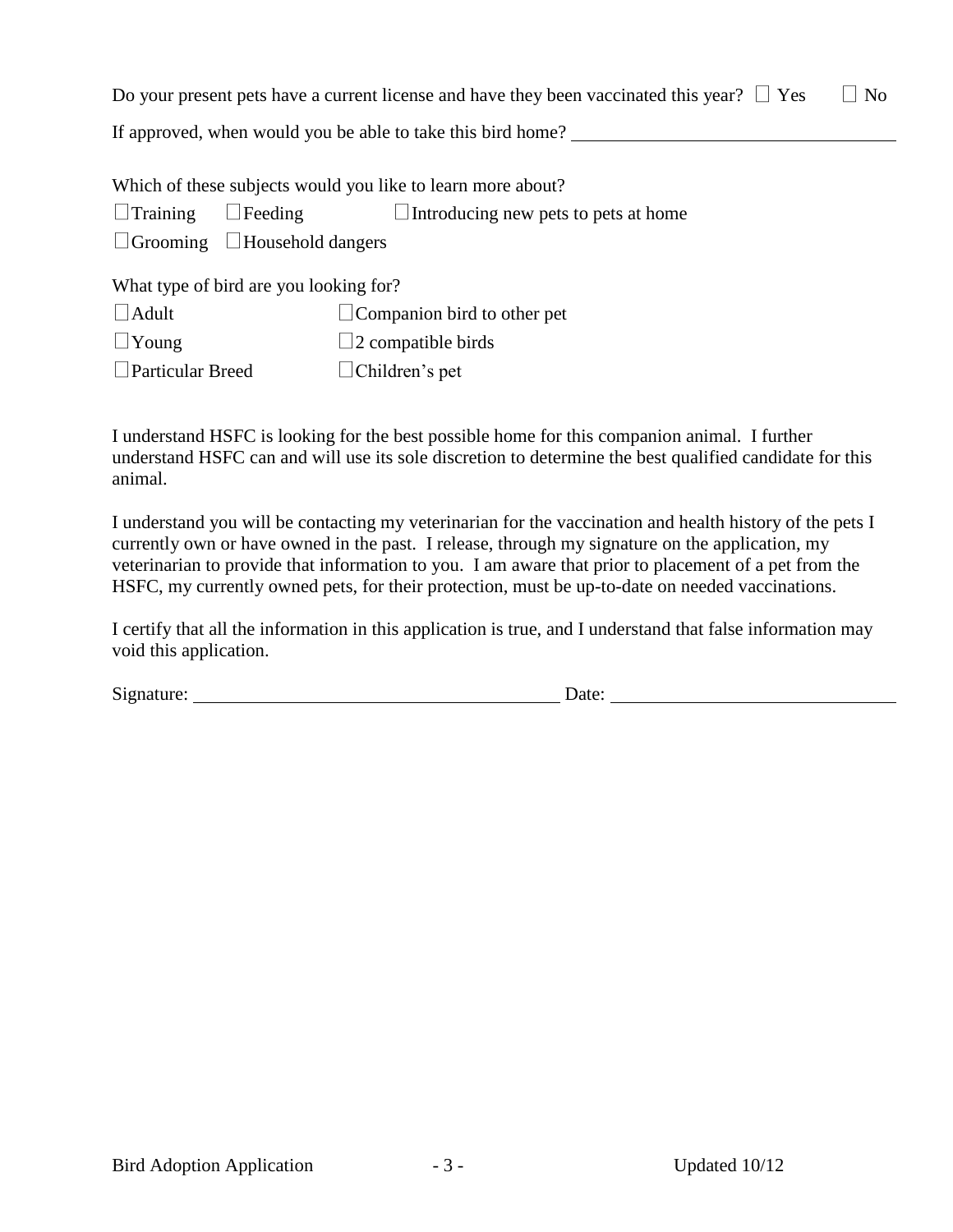Do your present pets have a current license and have they been vaccinated this year? ☐ Yes ☐ No

If approved, when would you be able to take this bird home? ____________________

Which of these subjects would you like to learn more about?

☐Training ☐Feeding ☐Introducing new pets to pets at home

☐Grooming ☐Household dangers

What type of bird are you looking for?

☐Adult ☐Companion bird to other pet

☐Young ☐2 compatible birds

☐Particular Breed ☐Children's pet

I understand HSFC is looking for the best possible home for this companion animal. I further understand HSFC can and will use its sole discretion to determine the best qualified candidate for this animal.

I understand you will be contacting my veterinarian for the vaccination and health history of the pets I currently own or have owned in the past. I release, through my signature on the application, my veterinarian to provide that information to you. I am aware that prior to placement of a pet from the HSFC, my currently owned pets, for their protection, must be up-to-date on needed vaccinations.

I certify that all the information in this application is true, and I understand that false information may void this application.

Signature: ____________________ Date: ____________________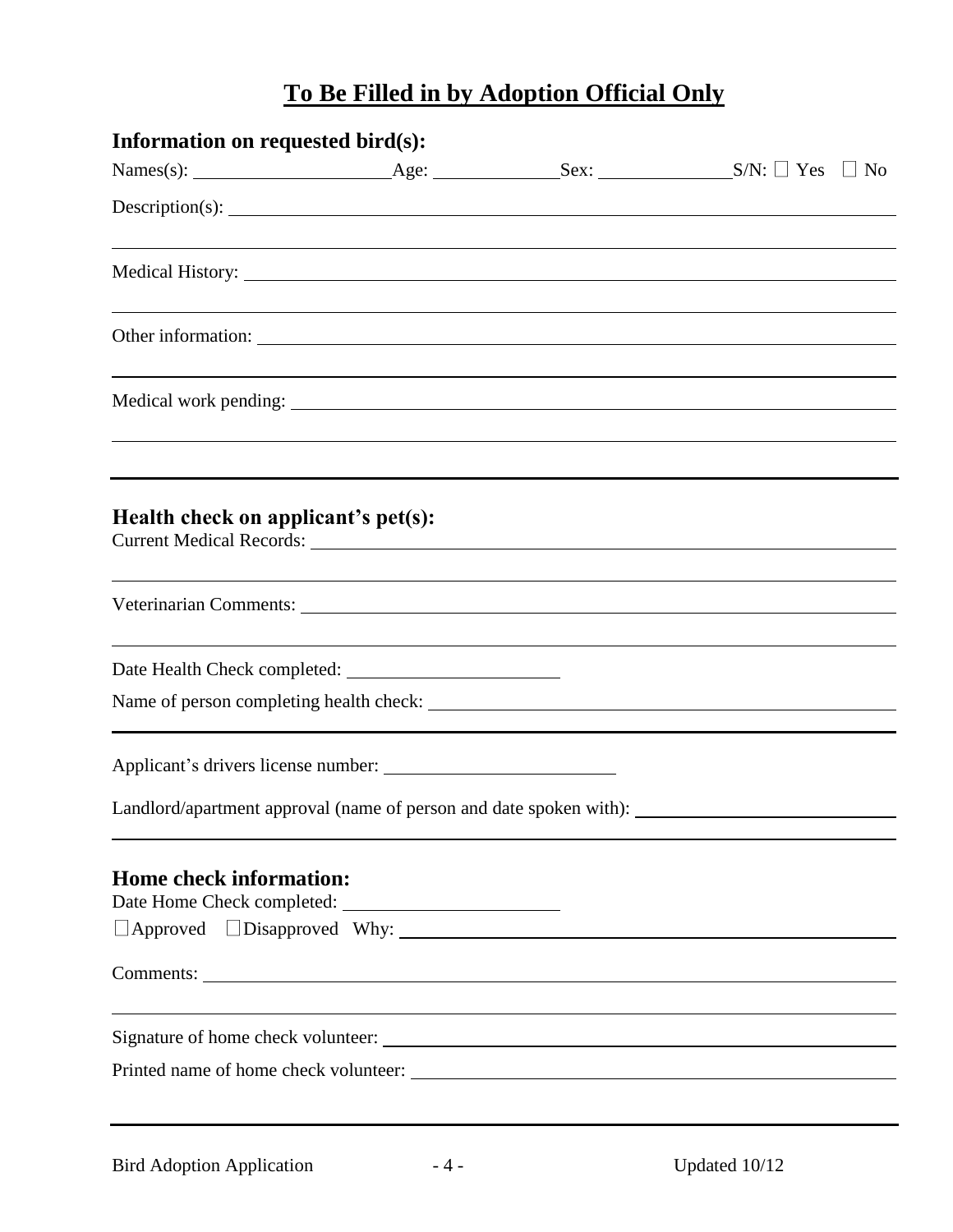# To Be Filled in by Adoption Official Only

## Information on requested bird(s):

Names(s): ____________________ Age: ______________ Sex: ______________ S/N: ☐ Yes ☐ No

Description(s): ____________________________________________________________

Medical History: ____________________________________________________________

Other information: ____________________________________________________________

Medical work pending: ____________________________________________________________

---

## Health check on applicant's pet(s):

Current Medical Records: ____________________________________________________________

Veterinarian Comments: ____________________________________________________________

Date Health Check completed: ________________________

Name of person completing health check: ____________________________________________

---

Applicant's drivers license number: __________________________

Landlord/apartment approval (name of person and date spoken with): ____________________________

---

## Home check information:

Date Home Check completed: ________________________

☐Approved ☐Disapproved Why: ____________________________________________________________

Comments: ____________________________________________________________

Signature of home check volunteer: ____________________________________________

Printed name of home check volunteer: ____________________________________________

---

Bird Adoption Application    Updated 10/12